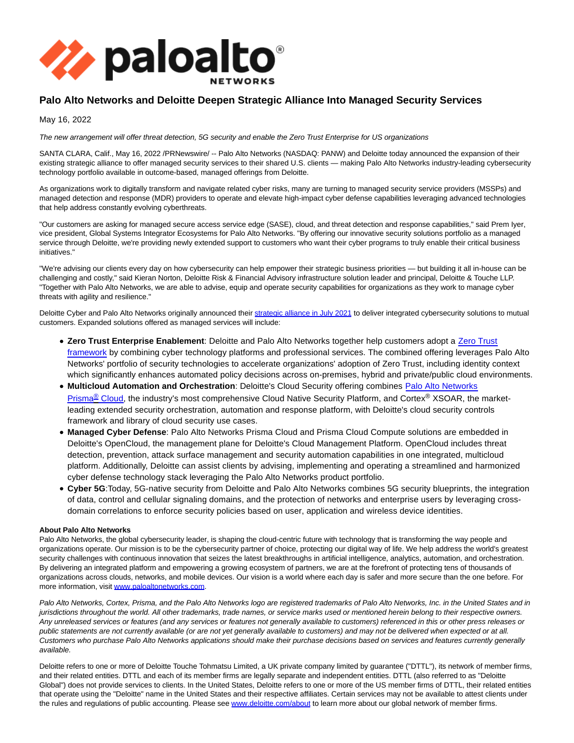# Palo Alto Networks and Deloitte Deepen Strategic Alliance Into Managed Security Services

May 16, 2022

*The new arrangement will offer threat detection, 5G security and enable the Zero Trust Enterprise for US organizations*

SANTA CLARA, Calif., May 16, 2022 /PRNewswire/ -- Palo Alto Networks (NASDAQ: PANW) and Deloitte today announced the expansion of their existing strategic alliance to offer managed security services to their shared U.S. clients — making Palo Alto Networks industry-leading cybersecurity technology portfolio available in outcome-based, managed offerings from Deloitte.

As organizations work to digitally transform and navigate related cyber risks, many are turning to managed security service providers (MSSPs) and managed detection and response (MDR) providers to operate and elevate high-impact cyber defense capabilities leveraging advanced technologies that help address constantly evolving cyberthreats.

"Our customers are asking for managed secure access service edge (SASE), cloud, and threat detection and response capabilities," said Prem Iyer, vice president, Global Systems Integrator Ecosystems for Palo Alto Networks. "By offering our innovative security solutions portfolio as a managed service through Deloitte, we're providing newly extended support to customers who want their cyber programs to truly enable their critical business initiatives."

"We're advising our clients every day on how cybersecurity can help empower their strategic business priorities — but building it all in-house can be challenging and costly," said Kieran Norton, Deloitte Risk & Financial Advisory infrastructure solution leader and principal, Deloitte & Touche LLP. "Together with Palo Alto Networks, we are able to advise, equip and operate security capabilities for organizations as they work to manage cyber threats with agility and resilience."

Deloitte Cyber and Palo Alto Networks originally announced their strategic alliance in July 2021 to deliver integrated cybersecurity solutions to mutual customers. Expanded solutions offered as managed services will include:

- **Zero Trust Enterprise Enablement**: Deloitte and Palo Alto Networks together help customers adopt a Zero Trust framework by combining cyber technology platforms and professional services. The combined offering leverages Palo Alto Networks' portfolio of security technologies to accelerate organizations' adoption of Zero Trust, including identity context which significantly enhances automated policy decisions across on-premises, hybrid and private/public cloud environments.
- **Multicloud Automation and Orchestration**: Deloitte's Cloud Security offering combines Palo Alto Networks Prisma® Cloud, the industry's most comprehensive Cloud Native Security Platform, and Cortex® XSOAR, the market-leading extended security orchestration, automation and response platform, with Deloitte's cloud security controls framework and library of cloud security use cases.
- **Managed Cyber Defense**: Palo Alto Networks Prisma Cloud and Prisma Cloud Compute solutions are embedded in Deloitte's OpenCloud, the management plane for Deloitte's Cloud Management Platform. OpenCloud includes threat detection, prevention, attack surface management and security automation capabilities in one integrated, multicloud platform. Additionally, Deloitte can assist clients by advising, implementing and operating a streamlined and harmonized cyber defense technology stack leveraging the Palo Alto Networks product portfolio.
- **Cyber 5G**:Today, 5G-native security from Deloitte and Palo Alto Networks combines 5G security blueprints, the integration of data, control and cellular signaling domains, and the protection of networks and enterprise users by leveraging cross-domain correlations to enforce security policies based on user, application and wireless device identities.

**About Palo Alto Networks**
Palo Alto Networks, the global cybersecurity leader, is shaping the cloud-centric future with technology that is transforming the way people and organizations operate. Our mission is to be the cybersecurity partner of choice, protecting our digital way of life. We help address the world's greatest security challenges with continuous innovation that seizes the latest breakthroughs in artificial intelligence, analytics, automation, and orchestration. By delivering an integrated platform and empowering a growing ecosystem of partners, we are at the forefront of protecting tens of thousands of organizations across clouds, networks, and mobile devices. Our vision is a world where each day is safer and more secure than the one before. For more information, visit www.paloaltonetworks.com.

*Palo Alto Networks, Cortex, Prisma, and the Palo Alto Networks logo are registered trademarks of Palo Alto Networks, Inc. in the United States and in jurisdictions throughout the world. All other trademarks, trade names, or service marks used or mentioned herein belong to their respective owners. Any unreleased services or features (and any services or features not generally available to customers) referenced in this or other press releases or public statements are not currently available (or are not yet generally available to customers) and may not be delivered when expected or at all. Customers who purchase Palo Alto Networks applications should make their purchase decisions based on services and features currently generally available.*

Deloitte refers to one or more of Deloitte Touche Tohmatsu Limited, a UK private company limited by guarantee ("DTTL"), its network of member firms, and their related entities. DTTL and each of its member firms are legally separate and independent entities. DTTL (also referred to as "Deloitte Global") does not provide services to clients. In the United States, Deloitte refers to one or more of the US member firms of DTTL, their related entities that operate using the "Deloitte" name in the United States and their respective affiliates. Certain services may not be available to attest clients under the rules and regulations of public accounting. Please see www.deloitte.com/about to learn more about our global network of member firms.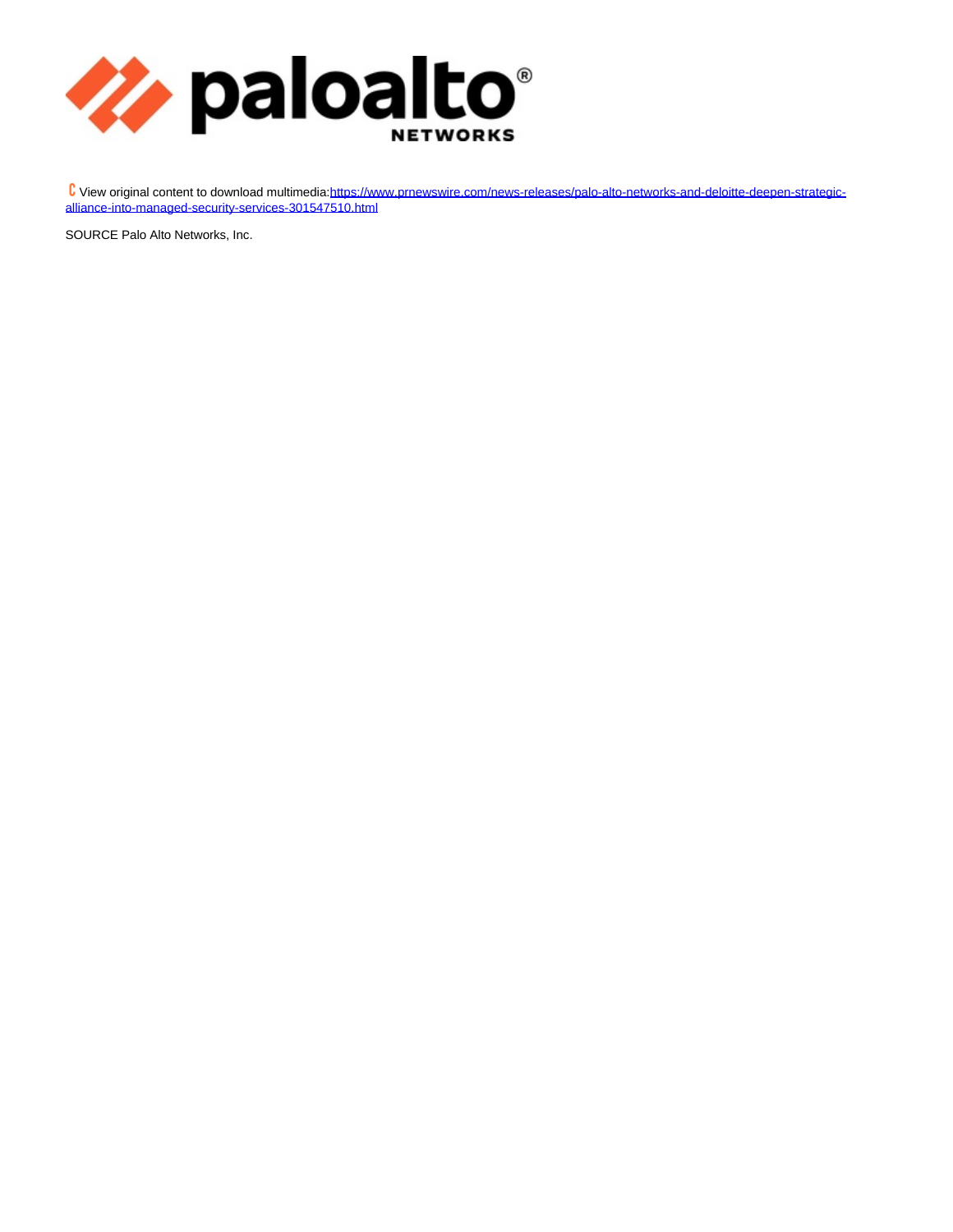View original content to download multimedia:https://www.prnewswire.com/news-releases/palo-alto-networks-and-deloitte-deepen-strategic-alliance-into-managed-security-services-301547510.html

SOURCE Palo Alto Networks, Inc.